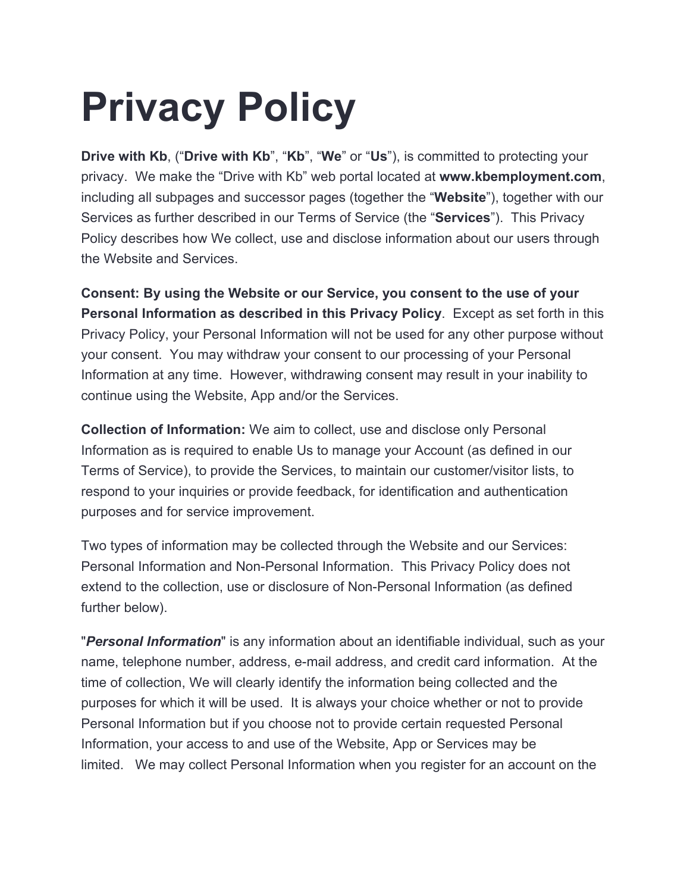# Privacy Policy

**Drive with Kb**, (“**Drive with Kb**”, “**Kb**”, “**We**” or “**Us**”), is committed to protecting your privacy. We make the “Drive with Kb” web portal located at **www.kbemployment.com**, including all subpages and successor pages (together the “**Website**”), together with our Services as further described in our Terms of Service (the “**Services**”). This Privacy Policy describes how We collect, use and disclose information about our users through the Website and Services.

**Consent: By using the Website or our Service, you consent to the use of your Personal Information as described in this Privacy Policy**. Except as set forth in this Privacy Policy, your Personal Information will not be used for any other purpose without your consent. You may withdraw your consent to our processing of your Personal Information at any time. However, withdrawing consent may result in your inability to continue using the Website, App and/or the Services.

**Collection of Information:** We aim to collect, use and disclose only Personal Information as is required to enable Us to manage your Account (as defined in our Terms of Service), to provide the Services, to maintain our customer/visitor lists, to respond to your inquiries or provide feedback, for identification and authentication purposes and for service improvement.

Two types of information may be collected through the Website and our Services: Personal Information and Non-Personal Information. This Privacy Policy does not extend to the collection, use or disclosure of Non-Personal Information (as defined further below).

"***Personal Information***" is any information about an identifiable individual, such as your name, telephone number, address, e-mail address, and credit card information. At the time of collection, We will clearly identify the information being collected and the purposes for which it will be used. It is always your choice whether or not to provide Personal Information but if you choose not to provide certain requested Personal Information, your access to and use of the Website, App or Services may be limited. We may collect Personal Information when you register for an account on the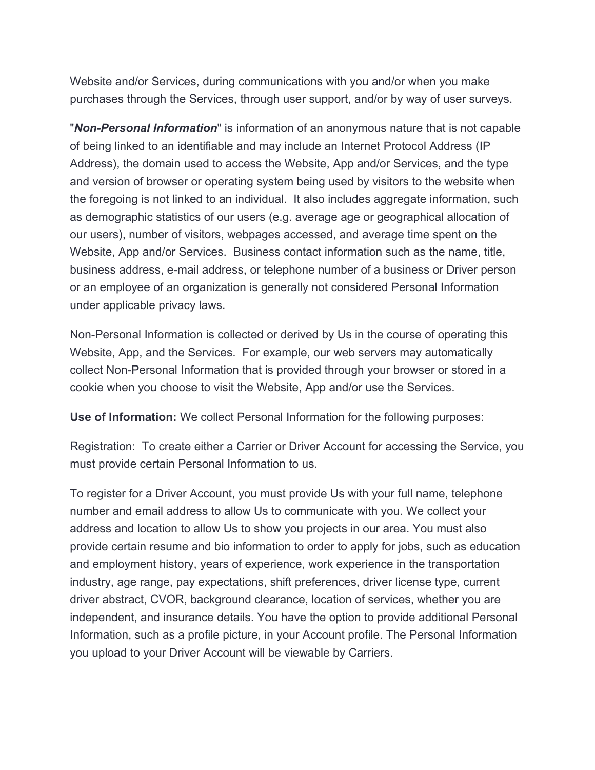Website and/or Services, during communications with you and/or when you make purchases through the Services, through user support, and/or by way of user surveys.

"***Non-Personal Information***" is information of an anonymous nature that is not capable of being linked to an identifiable and may include an Internet Protocol Address (IP Address), the domain used to access the Website, App and/or Services, and the type and version of browser or operating system being used by visitors to the website when the foregoing is not linked to an individual. It also includes aggregate information, such as demographic statistics of our users (e.g. average age or geographical allocation of our users), number of visitors, webpages accessed, and average time spent on the Website, App and/or Services. Business contact information such as the name, title, business address, e-mail address, or telephone number of a business or Driver person or an employee of an organization is generally not considered Personal Information under applicable privacy laws.

Non-Personal Information is collected or derived by Us in the course of operating this Website, App, and the Services. For example, our web servers may automatically collect Non-Personal Information that is provided through your browser or stored in a cookie when you choose to visit the Website, App and/or use the Services.

**Use of Information:** We collect Personal Information for the following purposes:

Registration: To create either a Carrier or Driver Account for accessing the Service, you must provide certain Personal Information to us.

To register for a Driver Account, you must provide Us with your full name, telephone number and email address to allow Us to communicate with you. We collect your address and location to allow Us to show you projects in our area. You must also provide certain resume and bio information to order to apply for jobs, such as education and employment history, years of experience, work experience in the transportation industry, age range, pay expectations, shift preferences, driver license type, current driver abstract, CVOR, background clearance, location of services, whether you are independent, and insurance details. You have the option to provide additional Personal Information, such as a profile picture, in your Account profile. The Personal Information you upload to your Driver Account will be viewable by Carriers.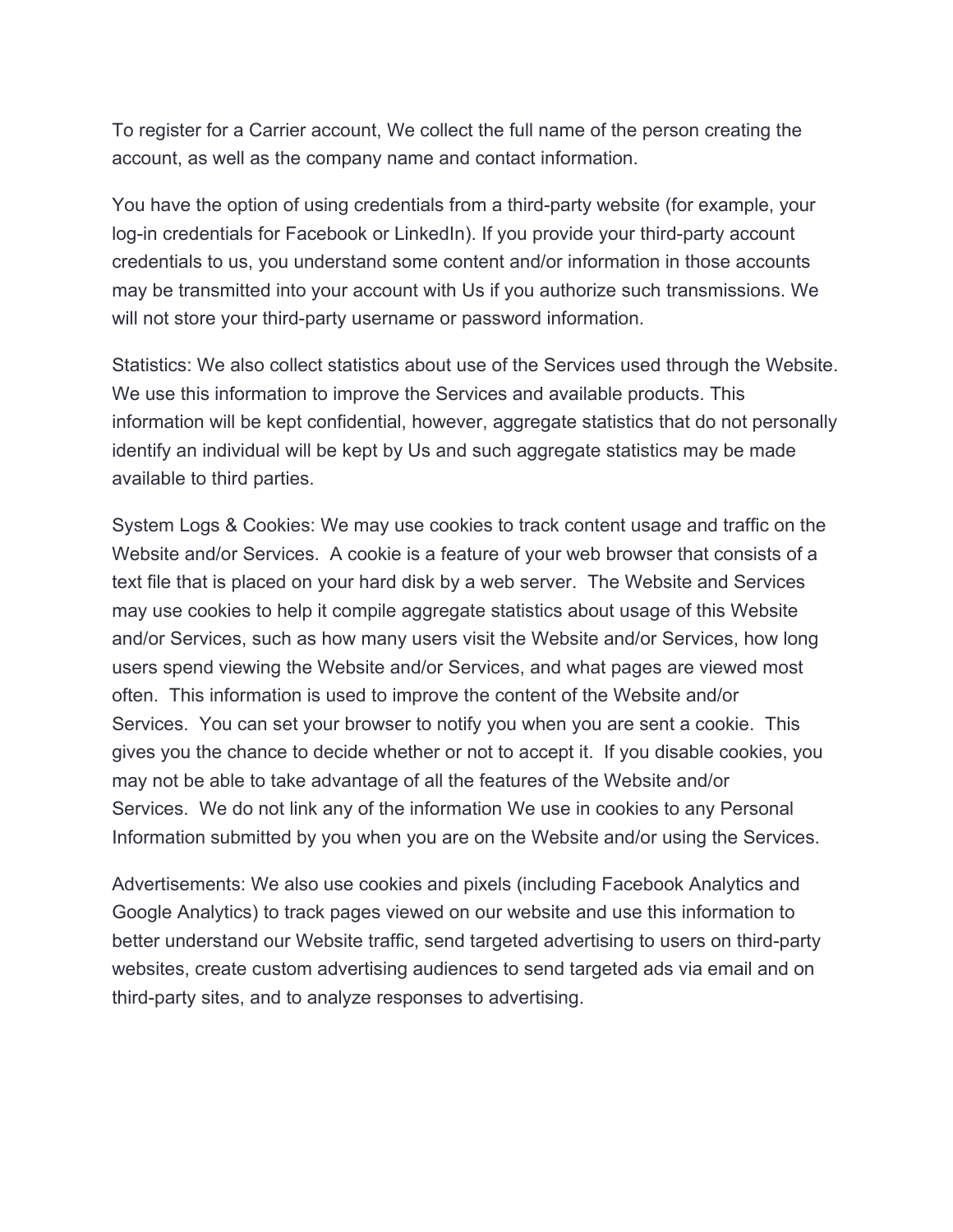To register for a Carrier account, We collect the full name of the person creating the account, as well as the company name and contact information.

You have the option of using credentials from a third-party website (for example, your log-in credentials for Facebook or LinkedIn). If you provide your third-party account credentials to us, you understand some content and/or information in those accounts may be transmitted into your account with Us if you authorize such transmissions. We will not store your third-party username or password information.

Statistics: We also collect statistics about use of the Services used through the Website. We use this information to improve the Services and available products. This information will be kept confidential, however, aggregate statistics that do not personally identify an individual will be kept by Us and such aggregate statistics may be made available to third parties.

System Logs & Cookies: We may use cookies to track content usage and traffic on the Website and/or Services. A cookie is a feature of your web browser that consists of a text file that is placed on your hard disk by a web server. The Website and Services may use cookies to help it compile aggregate statistics about usage of this Website and/or Services, such as how many users visit the Website and/or Services, how long users spend viewing the Website and/or Services, and what pages are viewed most often. This information is used to improve the content of the Website and/or Services. You can set your browser to notify you when you are sent a cookie. This gives you the chance to decide whether or not to accept it. If you disable cookies, you may not be able to take advantage of all the features of the Website and/or Services. We do not link any of the information We use in cookies to any Personal Information submitted by you when you are on the Website and/or using the Services.

Advertisements: We also use cookies and pixels (including Facebook Analytics and Google Analytics) to track pages viewed on our website and use this information to better understand our Website traffic, send targeted advertising to users on third-party websites, create custom advertising audiences to send targeted ads via email and on third-party sites, and to analyze responses to advertising.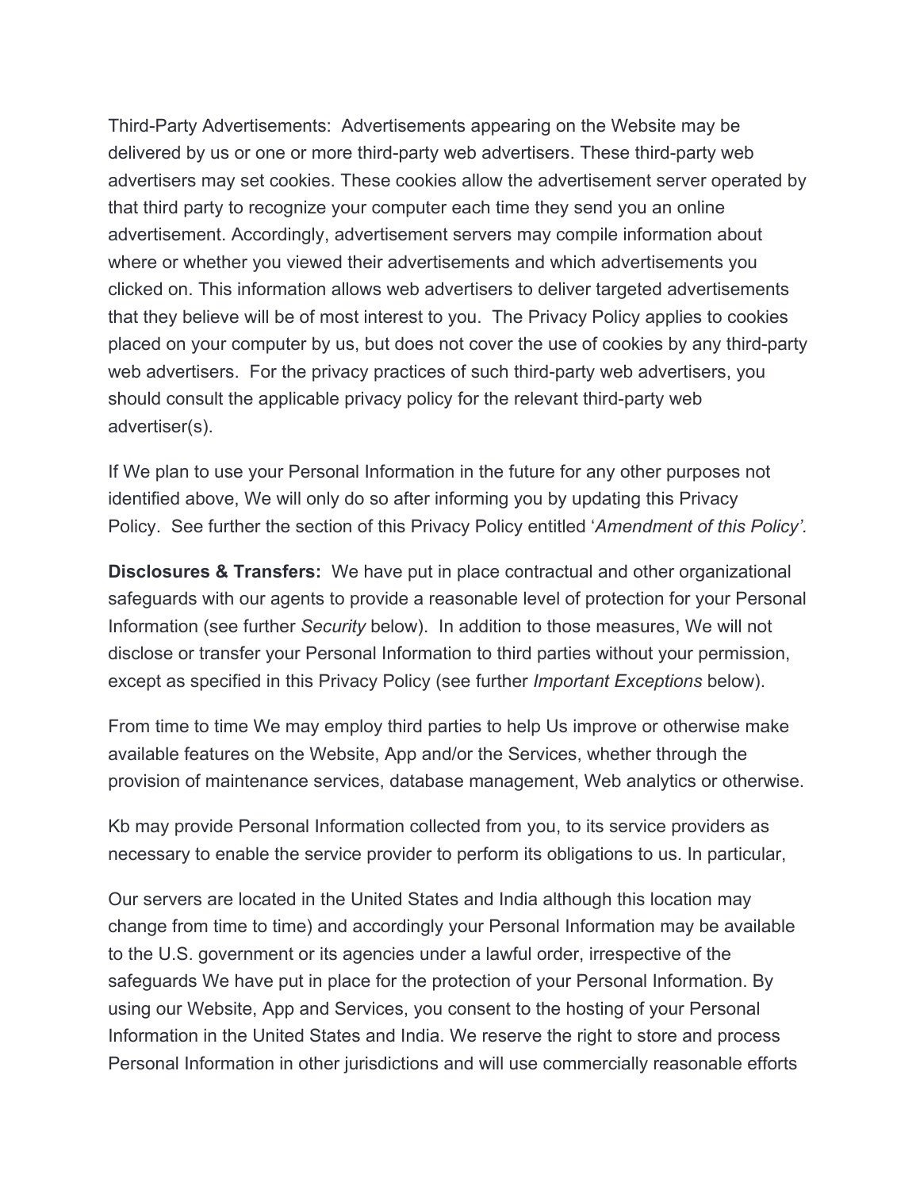Third-Party Advertisements: Advertisements appearing on the Website may be delivered by us or one or more third-party web advertisers. These third-party web advertisers may set cookies. These cookies allow the advertisement server operated by that third party to recognize your computer each time they send you an online advertisement. Accordingly, advertisement servers may compile information about where or whether you viewed their advertisements and which advertisements you clicked on. This information allows web advertisers to deliver targeted advertisements that they believe will be of most interest to you. The Privacy Policy applies to cookies placed on your computer by us, but does not cover the use of cookies by any third-party web advertisers. For the privacy practices of such third-party web advertisers, you should consult the applicable privacy policy for the relevant third-party web advertiser(s).

If We plan to use your Personal Information in the future for any other purposes not identified above, We will only do so after informing you by updating this Privacy Policy. See further the section of this Privacy Policy entitled '*Amendment of this Policy'.*

**Disclosures & Transfers:** We have put in place contractual and other organizational safeguards with our agents to provide a reasonable level of protection for your Personal Information (see further *Security* below). In addition to those measures, We will not disclose or transfer your Personal Information to third parties without your permission, except as specified in this Privacy Policy (see further *Important Exceptions* below).

From time to time We may employ third parties to help Us improve or otherwise make available features on the Website, App and/or the Services, whether through the provision of maintenance services, database management, Web analytics or otherwise.

Kb may provide Personal Information collected from you, to its service providers as necessary to enable the service provider to perform its obligations to us. In particular,

Our servers are located in the United States and India although this location may change from time to time) and accordingly your Personal Information may be available to the U.S. government or its agencies under a lawful order, irrespective of the safeguards We have put in place for the protection of your Personal Information. By using our Website, App and Services, you consent to the hosting of your Personal Information in the United States and India. We reserve the right to store and process Personal Information in other jurisdictions and will use commercially reasonable efforts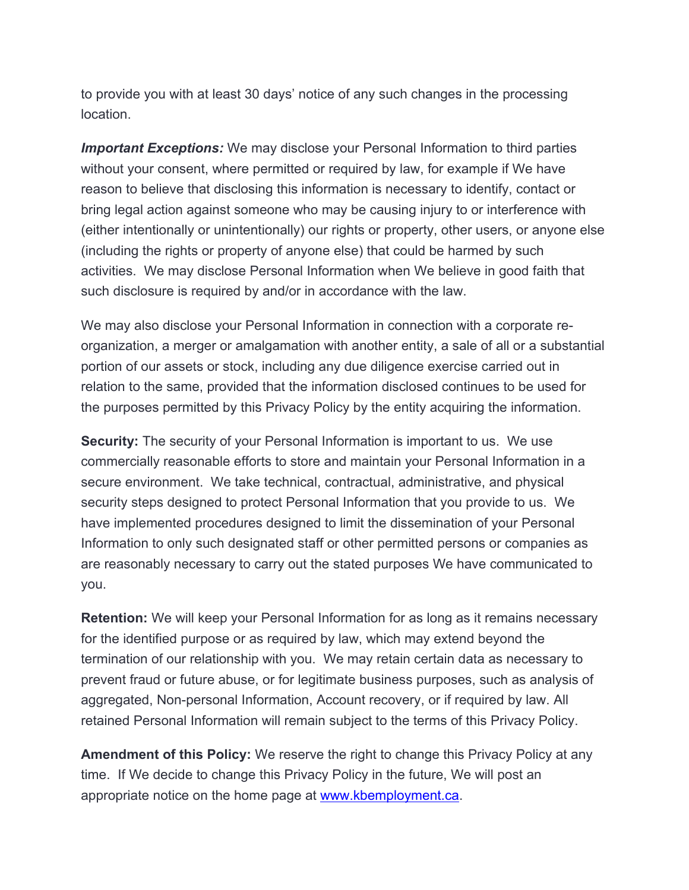to provide you with at least 30 days' notice of any such changes in the processing location.

***Important Exceptions:*** We may disclose your Personal Information to third parties without your consent, where permitted or required by law, for example if We have reason to believe that disclosing this information is necessary to identify, contact or bring legal action against someone who may be causing injury to or interference with (either intentionally or unintentionally) our rights or property, other users, or anyone else (including the rights or property of anyone else) that could be harmed by such activities. We may disclose Personal Information when We believe in good faith that such disclosure is required by and/or in accordance with the law.

We may also disclose your Personal Information in connection with a corporate re-organization, a merger or amalgamation with another entity, a sale of all or a substantial portion of our assets or stock, including any due diligence exercise carried out in relation to the same, provided that the information disclosed continues to be used for the purposes permitted by this Privacy Policy by the entity acquiring the information.

**Security:** The security of your Personal Information is important to us. We use commercially reasonable efforts to store and maintain your Personal Information in a secure environment. We take technical, contractual, administrative, and physical security steps designed to protect Personal Information that you provide to us. We have implemented procedures designed to limit the dissemination of your Personal Information to only such designated staff or other permitted persons or companies as are reasonably necessary to carry out the stated purposes We have communicated to you.

**Retention:** We will keep your Personal Information for as long as it remains necessary for the identified purpose or as required by law, which may extend beyond the termination of our relationship with you. We may retain certain data as necessary to prevent fraud or future abuse, or for legitimate business purposes, such as analysis of aggregated, Non-personal Information, Account recovery, or if required by law. All retained Personal Information will remain subject to the terms of this Privacy Policy.

**Amendment of this Policy:** We reserve the right to change this Privacy Policy at any time. If We decide to change this Privacy Policy in the future, We will post an appropriate notice on the home page at [www.kbemployment.ca](http://www.kbemployment.ca).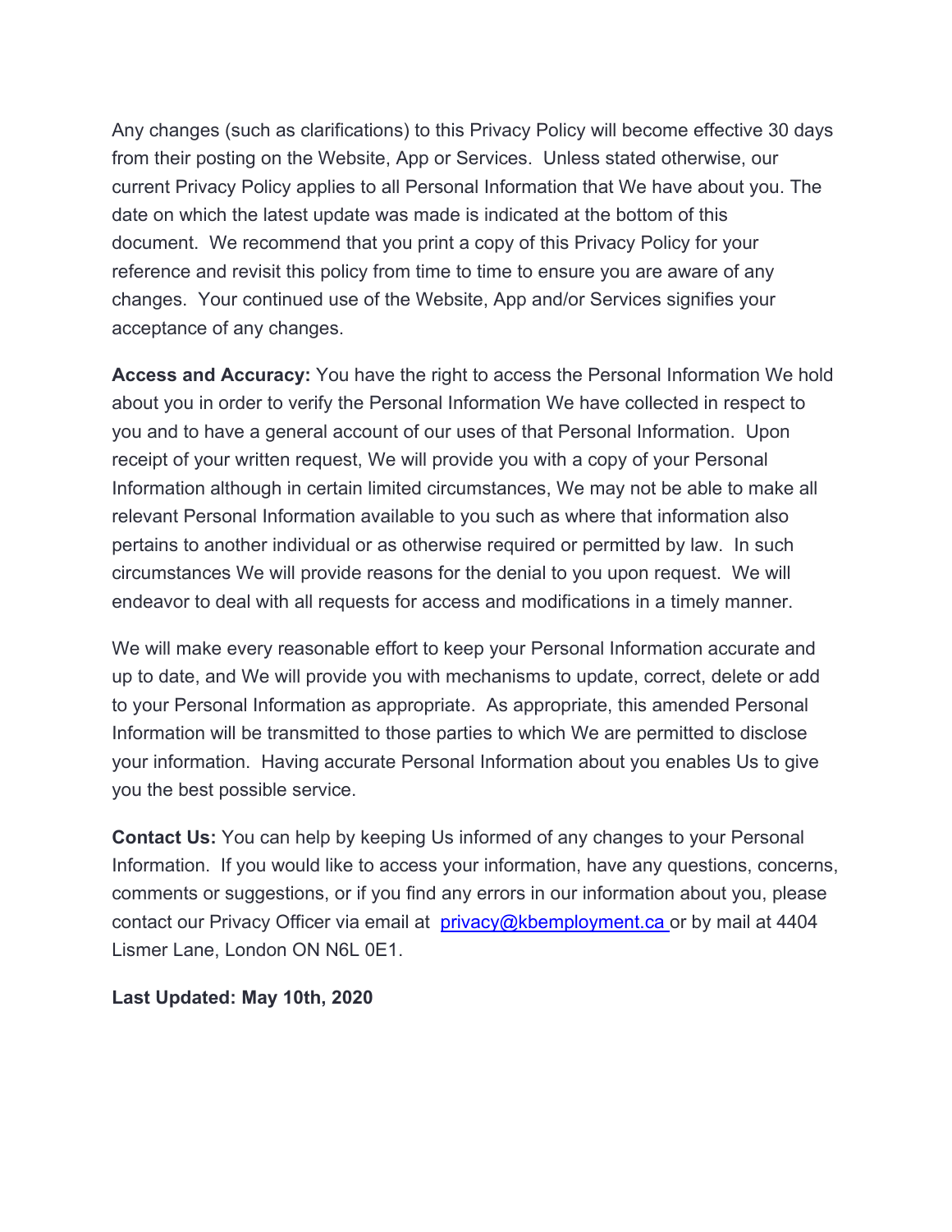Any changes (such as clarifications) to this Privacy Policy will become effective 30 days from their posting on the Website, App or Services. Unless stated otherwise, our current Privacy Policy applies to all Personal Information that We have about you. The date on which the latest update was made is indicated at the bottom of this document. We recommend that you print a copy of this Privacy Policy for your reference and revisit this policy from time to time to ensure you are aware of any changes. Your continued use of the Website, App and/or Services signifies your acceptance of any changes.

**Access and Accuracy:** You have the right to access the Personal Information We hold about you in order to verify the Personal Information We have collected in respect to you and to have a general account of our uses of that Personal Information. Upon receipt of your written request, We will provide you with a copy of your Personal Information although in certain limited circumstances, We may not be able to make all relevant Personal Information available to you such as where that information also pertains to another individual or as otherwise required or permitted by law. In such circumstances We will provide reasons for the denial to you upon request. We will endeavor to deal with all requests for access and modifications in a timely manner.

We will make every reasonable effort to keep your Personal Information accurate and up to date, and We will provide you with mechanisms to update, correct, delete or add to your Personal Information as appropriate. As appropriate, this amended Personal Information will be transmitted to those parties to which We are permitted to disclose your information. Having accurate Personal Information about you enables Us to give you the best possible service.

**Contact Us:** You can help by keeping Us informed of any changes to your Personal Information. If you would like to access your information, have any questions, concerns, comments or suggestions, or if you find any errors in our information about you, please contact our Privacy Officer via email at [privacy@kbemployment.ca](mailto:privacy@kbemployment.ca) or by mail at 4404 Lismer Lane, London ON N6L 0E1.

**Last Updated: May 10th, 2020**